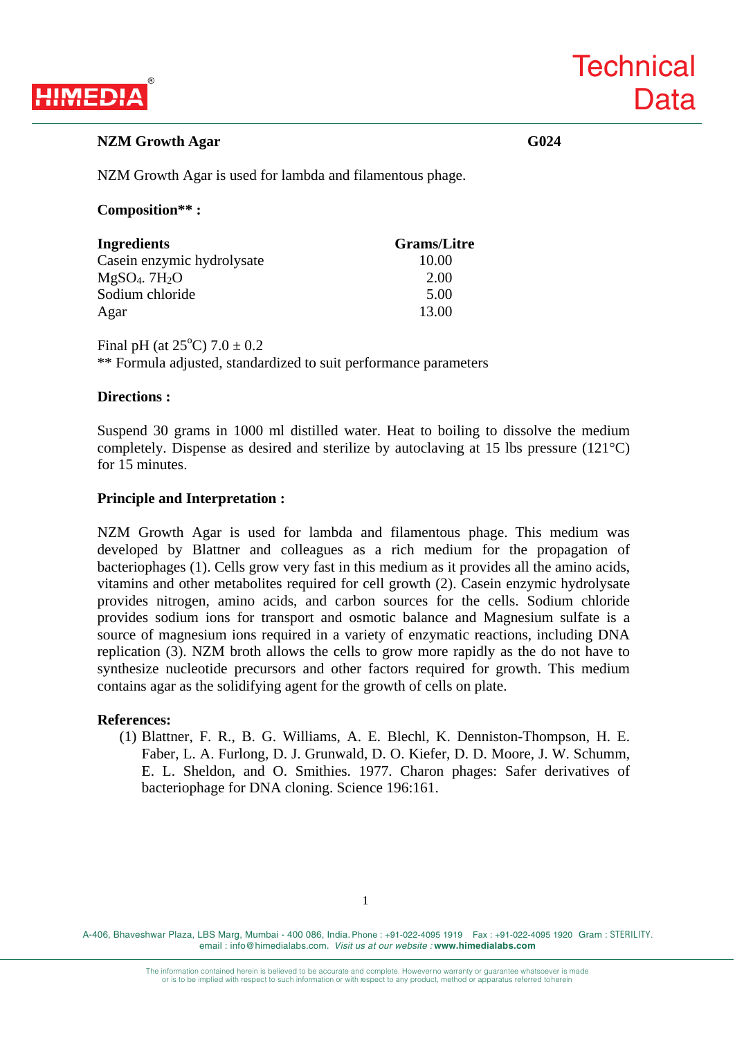**NZM Growth Agar** **G024**

NZM Growth Agar is used for lambda and filamentous phage.

**Composition\*\* :**

| Ingredients | Grams/Litre |
| --- | --- |
| Casein enzymic hydrolysate | 10.00 |
| $MgSO_4 . 7H_2O$ | 2.00 |
| Sodium chloride | 5.00 |
| Agar | 13.00 |

Final pH (at 25°C) 7.0 ± 0.2
** Formula adjusted, standardized to suit performance parameters

**Directions :**

Suspend 30 grams in 1000 ml distilled water. Heat to boiling to dissolve the medium completely. Dispense as desired and sterilize by autoclaving at 15 lbs pressure (121°C) for 15 minutes.

**Principle and Interpretation :**

NZM Growth Agar is used for lambda and filamentous phage. This medium was developed by Blattner and colleagues as a rich medium for the propagation of bacteriophages (1). Cells grow very fast in this medium as it provides all the amino acids, vitamins and other metabolites required for cell growth (2). Casein enzymic hydrolysate provides nitrogen, amino acids, and carbon sources for the cells. Sodium chloride provides sodium ions for transport and osmotic balance and Magnesium sulfate is a source of magnesium ions required in a variety of enzymatic reactions, including DNA replication (3). NZM broth allows the cells to grow more rapidly as the do not have to synthesize nucleotide precursors and other factors required for growth. This medium contains agar as the solidifying agent for the growth of cells on plate.

**References:**

(1) Blattner, F. R., B. G. Williams, A. E. Blechl, K. Denniston-Thompson, H. E. Faber, L. A. Furlong, D. J. Grunwald, D. O. Kiefer, D. D. Moore, J. W. Schumm, E. L. Sheldon, and O. Smithies. 1977. Charon phages: Safer derivatives of bacteriophage for DNA cloning. Science 196:161.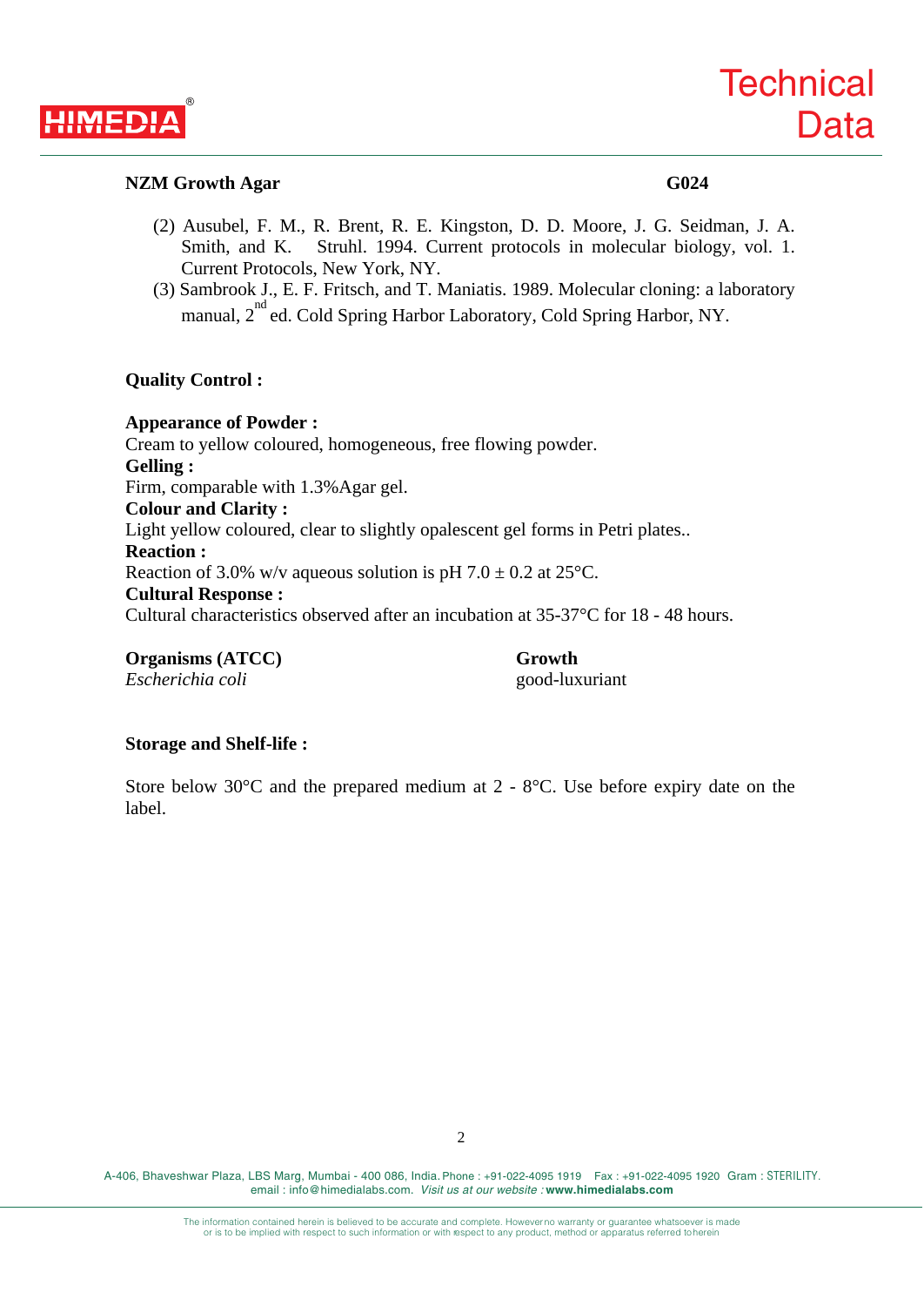**NZM Growth Agar** **G024**

(2) Ausubel, F. M., R. Brent, R. E. Kingston, D. D. Moore, J. G. Seidman, J. A. Smith, and K. Struhl. 1994. Current protocols in molecular biology, vol. 1. Current Protocols, New York, NY.

(3) Sambrook J., E. F. Fritsch, and T. Maniatis. 1989. Molecular cloning: a laboratory manual, 2[nd] ed. Cold Spring Harbor Laboratory, Cold Spring Harbor, NY.

**Quality Control :**

**Appearance of Powder :**
Cream to yellow coloured, homogeneous, free flowing powder.

**Gelling :**
Firm, comparable with 1.3%Agar gel.

**Colour and Clarity :**
Light yellow coloured, clear to slightly opalescent gel forms in Petri plates..

**Reaction :**
Reaction of 3.0% w/v aqueous solution is pH 7.0 ± 0.2 at 25°C.

**Cultural Response :**
Cultural characteristics observed after an incubation at 35-37°C for 18 - 48 hours.

| **Organisms (ATCC)** | **Growth** |
|---|---|
| *Escherichia coli* | good-luxuriant |

**Storage and Shelf-life :**

Store below 30°C and the prepared medium at 2 - 8°C. Use before expiry date on the label.

A-406, Bhaveshwar Plaza, LBS Marg, Mumbai - 400 086, India. Phone : +91-022-4095 1919 Fax : +91-022-4095 1920 Gram : STERILITY.
email : info@himedialabs.com. *Visit us at our website :* **www.himedialabs.com**

The information contained herein is believed to be accurate and complete. However no warranty or guarantee whatsoever is made or is to be implied with respect to such information or with respect to any product, method or apparatus referred to herein